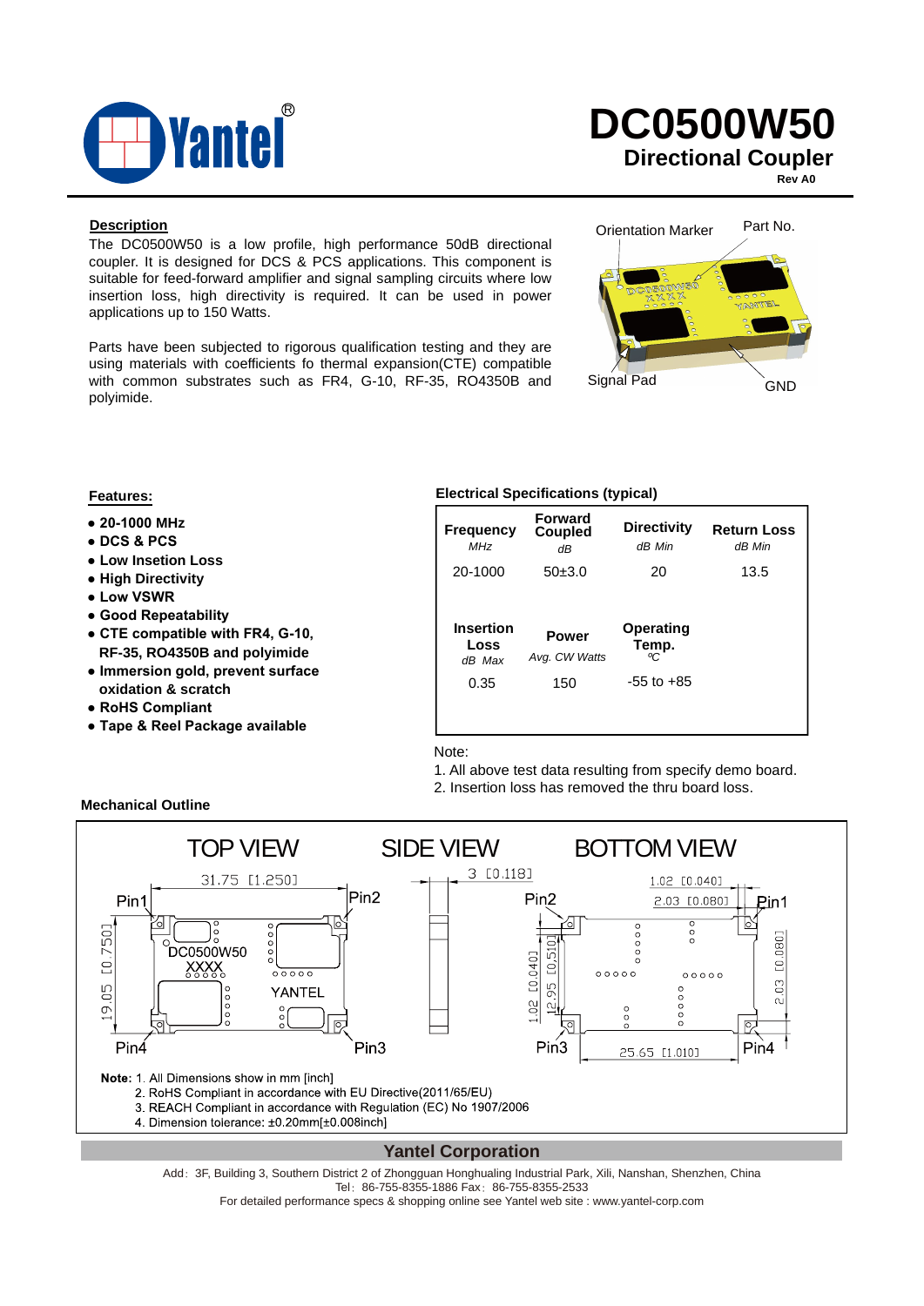# DC0500W50

## Directional Coupler

Rev A0

### Description

The DC0500W50 is a low profile, high performance 50dB directional coupler. It is designed for DCS & PCS applications. This component is suitable for feed-forward amplifier and signal sampling circuits where low insertion loss, high directivity is required. It can be used in power applications up to 150 Watts.

Parts have been subjected to rigorous qualification testing and they are using materials with coefficients fo thermal expansion(CTE) compatible with common substrates such as FR4, G-10, RF-35, RO4350B and polyimide.

Orientation Marker | Part No. | Signal Pad | GND

### Features:

- 20-1000 MHz
- DCS & PCS
- Low Insetion Loss
- High Directivity
- Low VSWR
- Good Repeatability
- CTE compatible with FR4, G-10, RF-35, RO4350B and polyimide
- Immersion gold, prevent surface oxidation & scratch
- RoHS Compliant
- Tape & Reel Package available

### Electrical Specifications (typical)

| Frequency MHz | Forward Coupled dB | Directivity dB Min | Return Loss dB Min |
|---|---|---|---|
| 20-1000 | 50±3.0 | 20 | 13.5 |

| Insertion Loss dB Max | Power Avg. CW Watts | Operating Temp. ºC |
|---|---|---|
| 0.35 | 150 | -55 to +85 |

Note:
1. All above test data resulting from specify demo board.
2. Insertion loss has removed the thru board loss.

### Mechanical Outline

TOP VIEW | SIDE VIEW | BOTTOM VIEW

Top view: 31.75 [1.250] × 19.05 [0.750]; Pin1, Pin2, Pin3, Pin4; DC0500W50 XXXX YANTEL

Side view: 3 [0.118]

Bottom view: 1.02 [0.040], 2.03 [0.080], 12.95 [0.510], 1.02 [0.040], 2.03 [0.080], 25.65 [1.010]; Pin2, Pin1, Pin3, Pin4

**Note:** 1. All Dimensions show in mm [inch]
2. RoHS Compliant in accordance with EU Directive(2011/65/EU)
3. REACH Compliant in accordance with Regulation (EC) No 1907/2006
4. Dimension tolerance: ±0.20mm[±0.008inch]

**Yantel Corporation**

Add：3F, Building 3, Southern District 2 of Zhongguan Honghualing Industrial Park, Xili, Nanshan, Shenzhen, China
Tel：86-755-8355-1886 Fax：86-755-8355-2533
For detailed performance specs & shopping online see Yantel web site : www.yantel-corp.com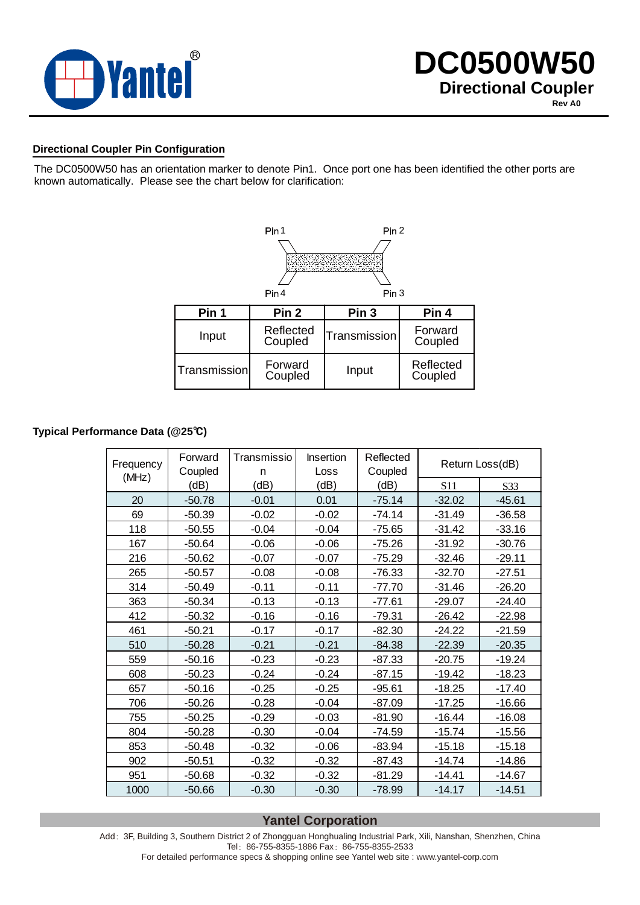# DC0500W50

## Directional Coupler

Rev A0

### Directional Coupler Pin Configuration

The DC0500W50 has an orientation marker to denote Pin1. Once port one has been identified the other ports are known automatically. Please see the chart below for clarification:

Pin 1 Pin 2

Pin 4 Pin 3

| Pin 1 | Pin 2 | Pin 3 | Pin 4 |
|---|---|---|---|
| Input | Reflected Coupled | Transmission | Forward Coupled |
| Transmission | Forward Coupled | Input | Reflected Coupled |

### Typical Performance Data (@25℃)

| Frequency (MHz) | Forward Coupled (dB) | Transmission (dB) | Insertion Loss (dB) | Reflected Coupled (dB) | Return Loss(dB) | |
|---|---|---|---|---|---|---|
| | | | | | S11 | S33 |
| 20 | -50.78 | -0.01 | 0.01 | -75.14 | -32.02 | -45.61 |
| 69 | -50.39 | -0.02 | -0.02 | -74.14 | -31.49 | -36.58 |
| 118 | -50.55 | -0.04 | -0.04 | -75.65 | -31.42 | -33.16 |
| 167 | -50.64 | -0.06 | -0.06 | -75.26 | -31.92 | -30.76 |
| 216 | -50.62 | -0.07 | -0.07 | -75.29 | -32.46 | -29.11 |
| 265 | -50.57 | -0.08 | -0.08 | -76.33 | -32.70 | -27.51 |
| 314 | -50.49 | -0.11 | -0.11 | -77.70 | -31.46 | -26.20 |
| 363 | -50.34 | -0.13 | -0.13 | -77.61 | -29.07 | -24.40 |
| 412 | -50.32 | -0.16 | -0.16 | -79.31 | -26.42 | -22.98 |
| 461 | -50.21 | -0.17 | -0.17 | -82.30 | -24.22 | -21.59 |
| 510 | -50.28 | -0.21 | -0.21 | -84.38 | -22.39 | -20.35 |
| 559 | -50.16 | -0.23 | -0.23 | -87.33 | -20.75 | -19.24 |
| 608 | -50.23 | -0.24 | -0.24 | -87.15 | -19.42 | -18.23 |
| 657 | -50.16 | -0.25 | -0.25 | -95.61 | -18.25 | -17.40 |
| 706 | -50.26 | -0.28 | -0.04 | -87.09 | -17.25 | -16.66 |
| 755 | -50.25 | -0.29 | -0.03 | -81.90 | -16.44 | -16.08 |
| 804 | -50.28 | -0.30 | -0.04 | -74.59 | -15.74 | -15.56 |
| 853 | -50.48 | -0.32 | -0.06 | -83.94 | -15.18 | -15.18 |
| 902 | -50.51 | -0.32 | -0.32 | -87.43 | -14.74 | -14.86 |
| 951 | -50.68 | -0.32 | -0.32 | -81.29 | -14.41 | -14.67 |
| 1000 | -50.66 | -0.30 | -0.30 | -78.99 | -14.17 | -14.51 |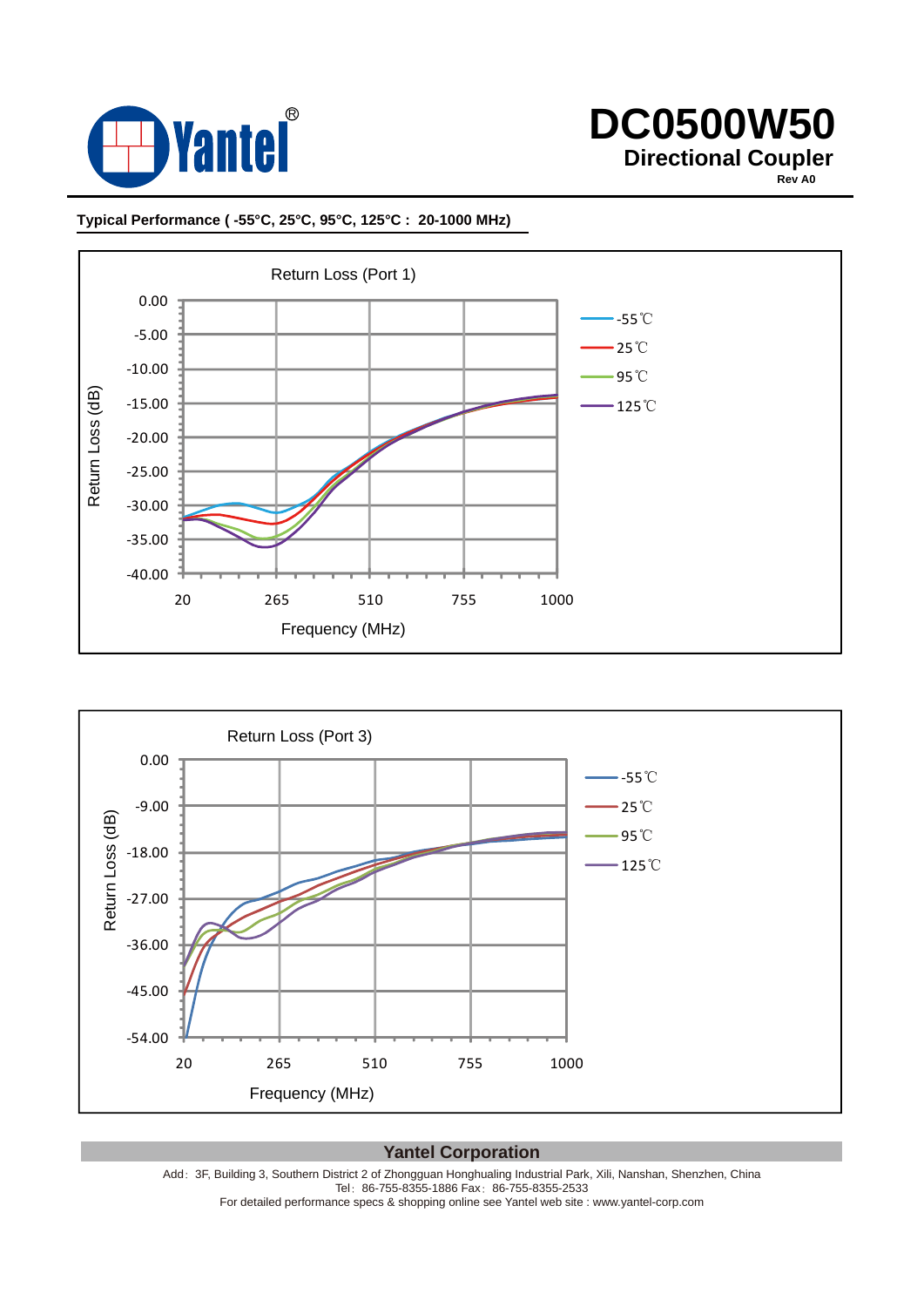# DC0500W50

## Directional Coupler

Rev A0

**Typical Performance ( -55°C, 25°C, 95°C, 125°C : 20-1000 MHz)**

Return Loss (Port 1)

Return Loss (dB)

0.00
-5.00
-10.00
-15.00
-20.00
-25.00
-30.00
-35.00
-40.00

20 265 510 755 1000

Frequency (MHz)

-55℃
25℃
95℃
125℃

Return Loss (Port 3)

Return Loss (dB)

0.00
-9.00
-18.00
-27.00
-36.00
-45.00
-54.00

20 265 510 755 1000

Frequency (MHz)

-55℃
25℃
95℃
125℃

**Yantel Corporation**

Add：3F, Building 3, Southern District 2 of Zhongguan Honghualing Industrial Park, Xili, Nanshan, Shenzhen, China
Tel：86-755-8355-1886 Fax：86-755-8355-2533
For detailed performance specs & shopping online see Yantel web site : www.yantel-corp.com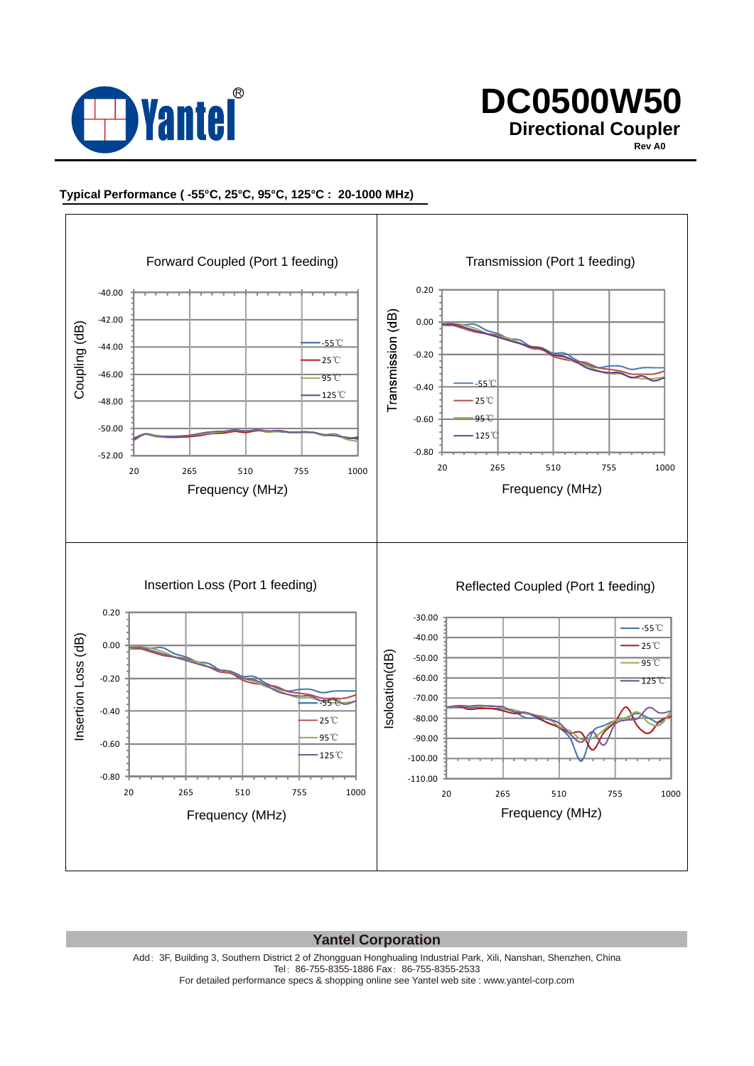# DC0500W50

## Directional Coupler

Rev A0

**Typical Performance ( -55°C, 25°C, 95°C, 125°C : 20-1000 MHz)**

Forward Coupled (Port 1 feeding)

Transmission (Port 1 feeding)

Insertion Loss (Port 1 feeding)

Reflected Coupled (Port 1 feeding)

**Yantel Corporation**

Add: 3F, Building 3, Southern District 2 of Zhongguan Honghualing Industrial Park, Xili, Nanshan, Shenzhen, China
Tel: 86-755-8355-1886 Fax: 86-755-8355-2533
For detailed performance specs & shopping online see Yantel web site : www.yantel-corp.com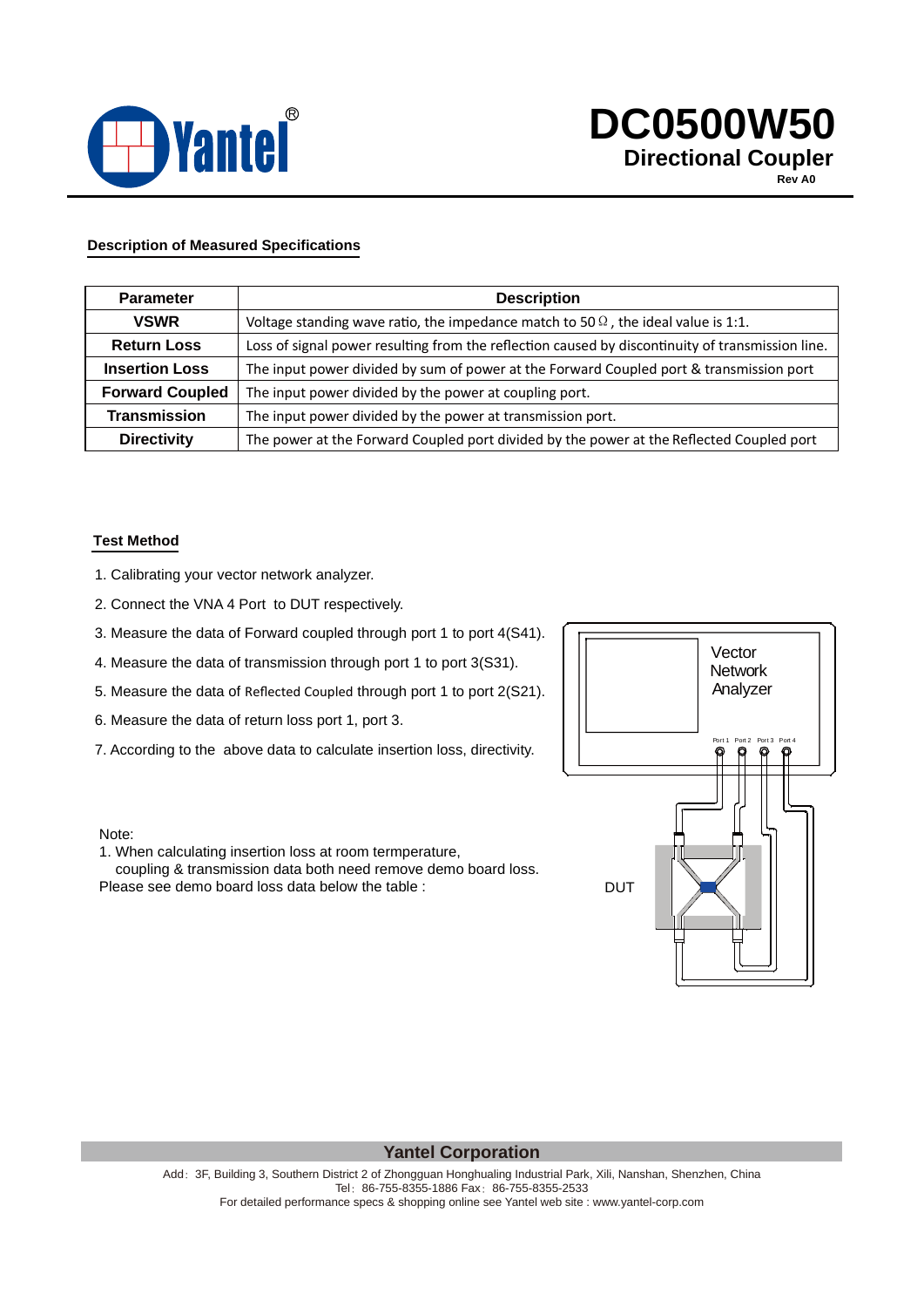# DC0500W50

## Directional Coupler

Rev A0

### Description of Measured Specifications

| Parameter | Description |
|---|---|
| **VSWR** | Voltage standing wave ratio, the impedance match to 50Ω, the ideal value is 1:1. |
| **Return Loss** | Loss of signal power resulting from the reflection caused by discontinuity of transmission line. |
| **Insertion Loss** | The input power divided by sum of power at the Forward Coupled port & transmission port |
| **Forward Coupled** | The input power divided by the power at coupling port. |
| **Transmission** | The input power divided by the power at transmission port. |
| **Directivity** | The power at the Forward Coupled port divided by the power at the Reflected Coupled port |

### Test Method

1. Calibrating your vector network analyzer.
2. Connect the VNA 4 Port to DUT respectively.
3. Measure the data of Forward coupled through port 1 to port 4(S41).
4. Measure the data of transmission through port 1 to port 3(S31).
5. Measure the data of Reflected Coupled through port 1 to port 2(S21).
6. Measure the data of return loss port 1, port 3.
7. According to the above data to calculate insertion loss, directivity.

Vector Network Analyzer

Port 1 Port 2 Port 3 Port 4

DUT

Note:
1. When calculating insertion loss at room termperature, coupling & transmission data both need remove demo board loss.
Please see demo board loss data below the table :

**Yantel Corporation**

Add：3F, Building 3, Southern District 2 of Zhongguan Honghualing Industrial Park, Xili, Nanshan, Shenzhen, China
Tel：86-755-8355-1886 Fax：86-755-8355-2533
For detailed performance specs & shopping online see Yantel web site : www.yantel-corp.com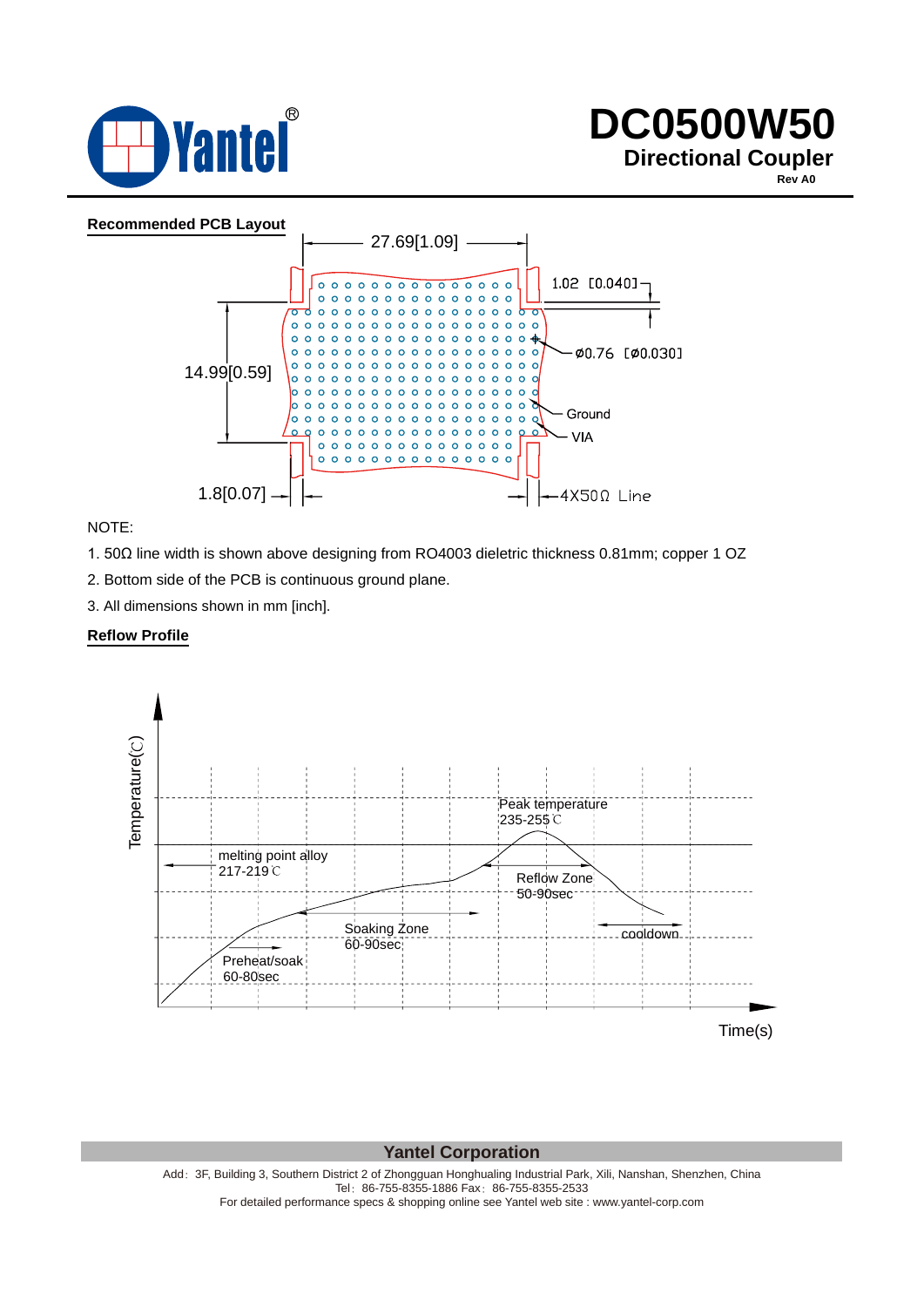# DC0500W50

## Directional Coupler

Rev A0

### Recommended PCB Layout

27.69[1.09]

1.02 [0.040]

14.99[0.59]

⌀0.76 [⌀0.030]

Ground

VIA

1.8[0.07]

4X50Ω Line

NOTE:

1. 50Ω line width is shown above designing from RO4003 dieletric thickness 0.81mm; copper 1 OZ
2. Bottom side of the PCB is continuous ground plane.
3. All dimensions shown in mm [inch].

### Reflow Profile

Temperature(℃)

Peak temperature 235-255℃

melting point alloy 217-219℃

Reflow Zone 50-90sec

Soaking Zone 60-90sec

cooldown

Preheat/soak 60-80sec

Time(s)

**Yantel Corporation**

Add：3F, Building 3, Southern District 2 of Zhongguan Honghualing Industrial Park, Xili, Nanshan, Shenzhen, China
Tel：86-755-8355-1886 Fax：86-755-8355-2533
For detailed performance specs & shopping online see Yantel web site : www.yantel-corp.com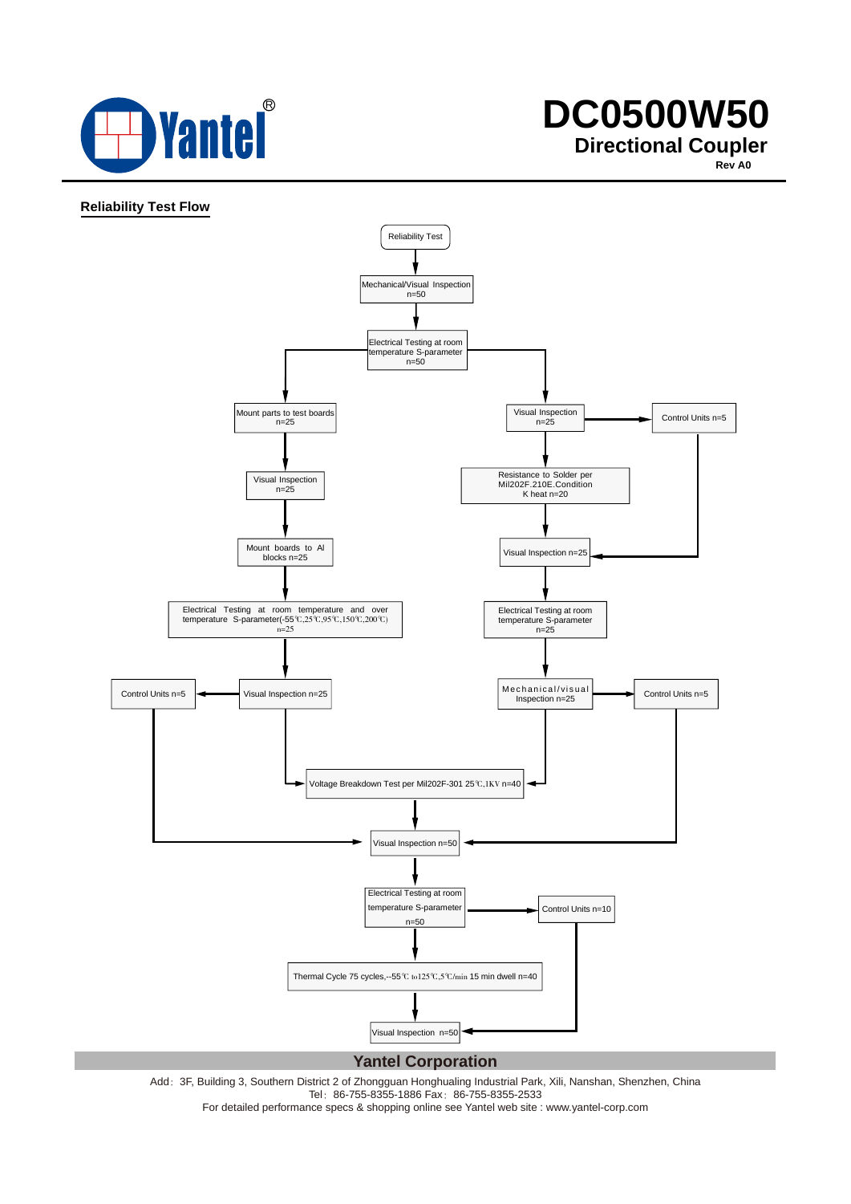# DC0500W50

## Directional Coupler

**Rev A0**

**Reliability Test Flow**

Reliability Test

Mechanical/Visual Inspection n=50

Electrical Testing at room temperature S-parameter n=50

Mount parts to test boards n=25

Visual Inspection n=25

Mount boards to Al blocks n=25

Electrical Testing at room temperature and over temperature S-parameter(-55℃,25℃,95℃,150℃,200℃) n=25

Visual Inspection n=25

Control Units n=5

Visual Inspection n=25

Control Units n=5

Resistance to Solder per Mil202F.210E.Condition K heat n=20

Visual Inspection n=25

Electrical Testing at room temperature S-parameter n=25

Mechanical/visual Inspection n=25

Control Units n=5

Voltage Breakdown Test per Mil202F-301 25℃,1KV n=40

Visual Inspection n=50

Electrical Testing at room temperature S-parameter n=50

Control Units n=10

Thermal Cycle 75 cycles,-55℃ to125℃,5℃/min 15 min dwell n=40

Visual Inspection n=50

**Yantel Corporation**

Add：3F, Building 3, Southern District 2 of Zhongguan Honghualing Industrial Park, Xili, Nanshan, Shenzhen, China
Tel：86-755-8355-1886 Fax：86-755-8355-2533
For detailed performance specs & shopping online see Yantel web site : www.yantel-corp.com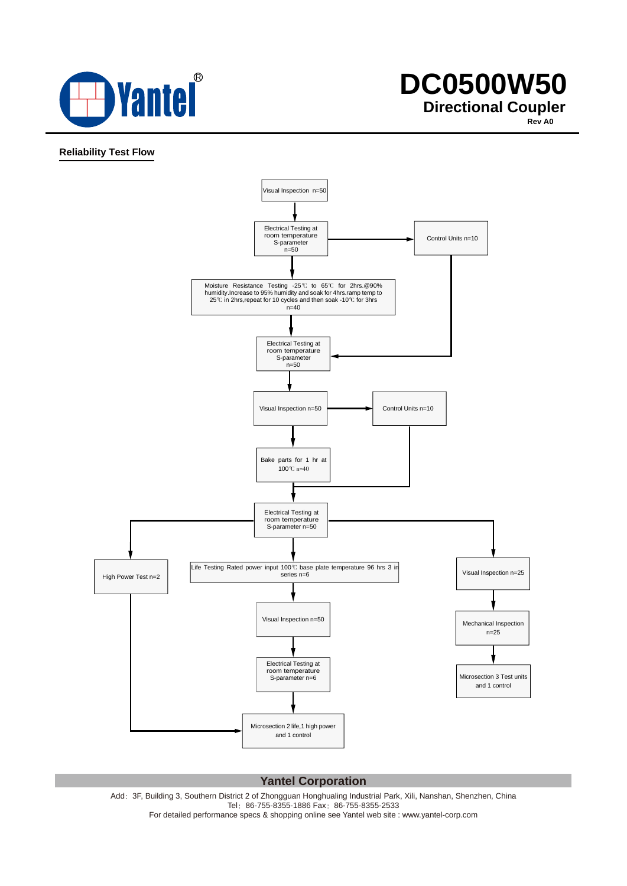# DC0500W50

## Directional Coupler

Rev A0

### Reliability Test Flow

Visual Inspection n=50

Electrical Testing at room temperature S-parameter n=50

Control Units n=10

Moisture Resistance Testing -25℃ to 65℃ for 2hrs.@90% humidity.Increase to 95% humidity and soak for 4hrs.ramp temp to 25℃ in 2hrs,repeat for 10 cycles and then soak -10℃ for 3hrs n=40

Electrical Testing at room temperature S-parameter n=50

Visual Inspection n=50

Control Units n=10

Bake parts for 1 hr at 100℃ n=40

Electrical Testing at room temperature S-parameter n=50

High Power Test n=2

Life Testing Rated power input 100℃ base plate temperature 96 hrs 3 in series n=6

Visual Inspection n=25

Visual Inspection n=50

Mechanical Inspection n=25

Electrical Testing at room temperature S-parameter n=6

Microsection 3 Test units and 1 control

Microsection 2 life,1 high power and 1 control

**Yantel Corporation**

Add：3F, Building 3, Southern District 2 of Zhongguan Honghualing Industrial Park, Xili, Nanshan, Shenzhen, China
Tel：86-755-8355-1886 Fax：86-755-8355-2533
For detailed performance specs & shopping online see Yantel web site : www.yantel-corp.com